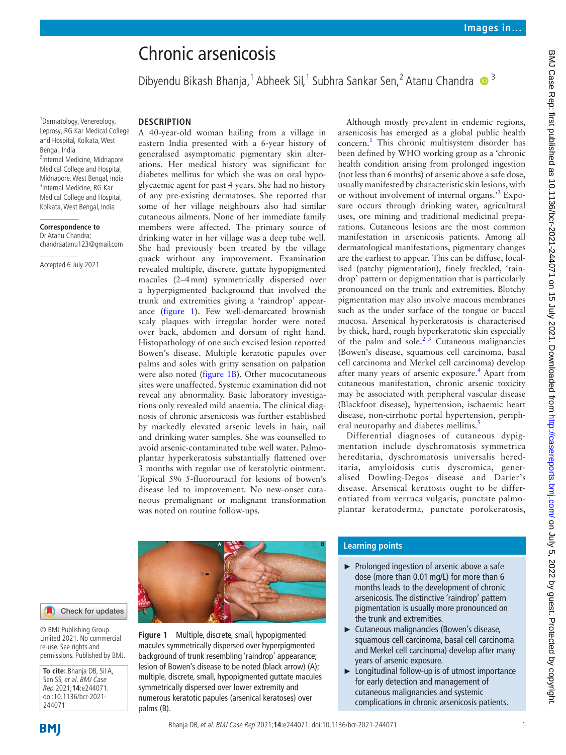# Chronic arsenicosis

Dibyendu Bikash Bhanja,[1] Abheek Sil,[1] Subhra Sankar Sen,[2] Atanu Chandra [3]

[1]Dermatology, Venereology, Leprosy, RG Kar Medical College and Hospital, Kolkata, West Bengal, India
[2]Internal Medicine, Midnapore Medical College and Hospital, Midnapore, West Bengal, India
[3]Internal Medicine, RG Kar Medical College and Hospital, Kolkata, West Bengal, India

**Correspondence to**
Dr Atanu Chandra;
chandraatanu123@gmail.com

Accepted 6 July 2021

© BMJ Publishing Group Limited 2021. No commercial re-use. See rights and permissions. Published by BMJ.

**To cite:** Bhanja DB, Sil A, Sen SS, *et al*. *BMJ Case Rep* 2021;**14**:e244071. doi:10.1136/bcr-2021-244071

## DESCRIPTION

A 40-year-old woman hailing from a village in eastern India presented with a 6-year history of generalised asymptomatic pigmentary skin alterations. Her medical history was significant for diabetes mellitus for which she was on oral hypoglycaemic agent for past 4 years. She had no history of any pre-existing dermatoses. She reported that some of her village neighbours also had similar cutaneous ailments. None of her immediate family members were affected. The primary source of drinking water in her village was a deep tube well. She had previously been treated by the village quack without any improvement. Examination revealed multiple, discrete, guttate hypopigmented macules (2–4 mm) symmetrically dispersed over a hyperpigmented background that involved the trunk and extremities giving a 'raindrop' appearance (figure 1). Few well-demarcated brownish scaly plaques with irregular border were noted over back, abdomen and dorsum of right hand. Histopathology of one such excised lesion reported Bowen's disease. Multiple keratotic papules over palms and soles with gritty sensation on palpation were also noted (figure 1B). Other mucocutaneous sites were unaffected. Systemic examination did not reveal any abnormality. Basic laboratory investigations only revealed mild anaemia. The clinical diagnosis of chronic arsenicosis was further established by markedly elevated arsenic levels in hair, nail and drinking water samples. She was counselled to avoid arsenic-contaminated tube well water. Palmoplantar hyperkeratosis substantially flattened over 3 months with regular use of keratolytic ointment. Topical 5% 5-fluorouracil for lesions of bowen's disease led to improvement. No new-onset cutaneous premalignant or malignant transformation was noted on routine follow-ups.

Although mostly prevalent in endemic regions, arsenicosis has emerged as a global public health concern.[1] This chronic multisystem disorder has been defined by WHO working group as a 'chronic health condition arising from prolonged ingestion (not less than 6 months) of arsenic above a safe dose, usually manifested by characteristic skin lesions, with or without involvement of internal organs.'[2] Exposure occurs through drinking water, agricultural uses, ore mining and traditional medicinal preparations. Cutaneous lesions are the most common manifestation in arsenicosis patients. Among all dermatological manifestations, pigmentary changes are the earliest to appear. This can be diffuse, localised (patchy pigmentation), finely freckled, 'raindrop' pattern or depigmentation that is particularly pronounced on the trunk and extremities. Blotchy pigmentation may also involve mucous membranes such as the under surface of the tongue or buccal mucosa. Arsenical hyperkeratosis is characterised by thick, hard, rough hyperkeratotic skin especially of the palm and sole.[2,3] Cutaneous malignancies (Bowen's disease, squamous cell carcinoma, basal cell carcinoma and Merkel cell carcinoma) develop after many years of arsenic exposure.[4] Apart from cutaneous manifestation, chronic arsenic toxicity may be associated with peripheral vascular disease (Blackfoot disease), hypertension, ischaemic heart disease, non-cirrhotic portal hypertension, peripheral neuropathy and diabetes mellitus.[5]

Differential diagnoses of cutaneous dypigmentation include dyschromatosis symmetrica hereditaria, dyschromatosis universalis hereditaria, amyloidosis cutis dyscromica, generalised Dowling-Degos disease and Darier's disease. Arsenical keratosis ought to be differentiated from verruca vulgaris, punctate palmoplantar keratoderma, punctate porokeratosis,

**Figure 1** Multiple, discrete, small, hypopigmented macules symmetrically dispersed over hyperpigmented background of trunk resembling 'raindrop' appearance; lesion of Bowen's disease to be noted (black arrow) (A); multiple, discrete, small, hypopigmented guttate macules symmetrically dispersed over lower extremity and numerous keratotic papules (arsenical keratoses) over palms (B).

## Learning points

- Prolonged ingestion of arsenic above a safe dose (more than 0.01 mg/L) for more than 6 months leads to the development of chronic arsenicosis. The distinctive 'raindrop' pattern pigmentation is usually more pronounced on the trunk and extremities.
- Cutaneous malignancies (Bowen's disease, squamous cell carcinoma, basal cell carcinoma and Merkel cell carcinoma) develop after many years of arsenic exposure.
- Longitudinal follow-up is of utmost importance for early detection and management of cutaneous malignancies and systemic complications in chronic arsenicosis patients.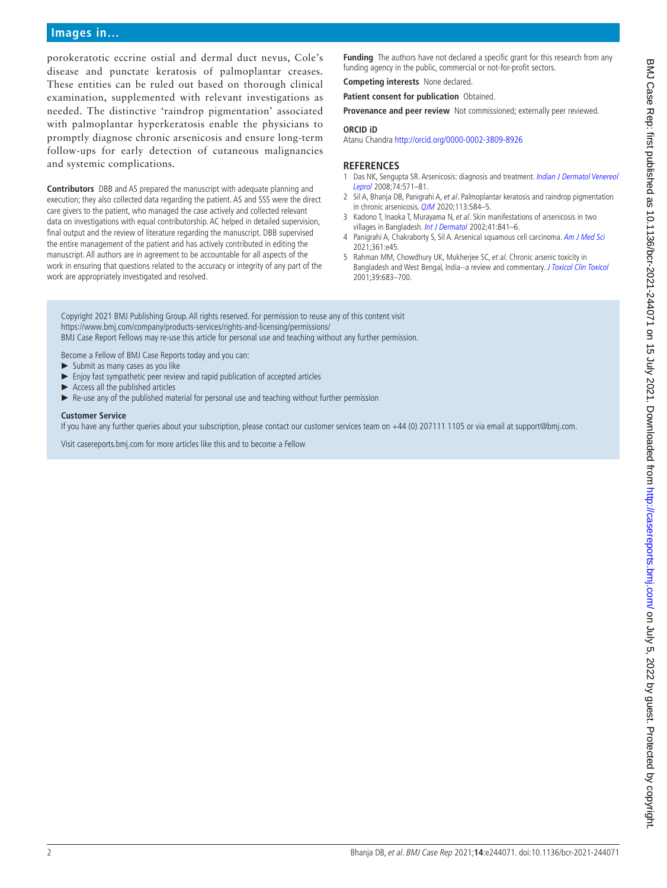porokeratotic eccrine ostial and dermal duct nevus, Cole's disease and punctate keratosis of palmoplantar creases. These entities can be ruled out based on thorough clinical examination, supplemented with relevant investigations as needed. The distinctive 'raindrop pigmentation' associated with palmoplantar hyperkeratosis enable the physicians to promptly diagnose chronic arsenicosis and ensure long-term follow-ups for early detection of cutaneous malignancies and systemic complications.

**Contributors** DBB and AS prepared the manuscript with adequate planning and execution; they also collected data regarding the patient. AS and SSS were the direct care givers to the patient, who managed the case actively and collected relevant data on investigations with equal contributorship. AC helped in detailed supervision, final output and the review of literature regarding the manuscript. DBB supervised the entire management of the patient and has actively contributed in editing the manuscript. All authors are in agreement to be accountable for all aspects of the work in ensuring that questions related to the accuracy or integrity of any part of the work are appropriately investigated and resolved.

**Funding** The authors have not declared a specific grant for this research from any funding agency in the public, commercial or not-for-profit sectors.

**Competing interests** None declared.

**Patient consent for publication** Obtained.

**Provenance and peer review** Not commissioned; externally peer reviewed.

**ORCID iD**

Atanu Chandra http://orcid.org/0000-0002-3809-8926

## REFERENCES

1. Das NK, Sengupta SR. Arsenicosis: diagnosis and treatment. *Indian J Dermatol Venereol Leprol* 2008;74:571–81.
2. Sil A, Bhanja DB, Panigrahi A, *et al*. Palmoplantar keratosis and raindrop pigmentation in chronic arsenicosis. *QJM* 2020;113:584–5.
3. Kadono T, Inaoka T, Murayama N, *et al*. Skin manifestations of arsenicosis in two villages in Bangladesh. *Int J Dermatol* 2002;41:841–6.
4. Panigrahi A, Chakraborty S, Sil A. Arsenical squamous cell carcinoma. *Am J Med Sci* 2021;361:e45.
5. Rahman MM, Chowdhury UK, Mukherjee SC, *et al*. Chronic arsenic toxicity in Bangladesh and West Bengal, India--a review and commentary. *J Toxicol Clin Toxicol* 2001;39:683–700.

Copyright 2021 BMJ Publishing Group. All rights reserved. For permission to reuse any of this content visit https://www.bmj.com/company/products-services/rights-and-licensing/permissions/

BMJ Case Report Fellows may re-use this article for personal use and teaching without any further permission.

Become a Fellow of BMJ Case Reports today and you can:

- ► Submit as many cases as you like
- ► Enjoy fast sympathetic peer review and rapid publication of accepted articles
- ► Access all the published articles
- ► Re-use any of the published material for personal use and teaching without further permission

**Customer Service**

If you have any further queries about your subscription, please contact our customer services team on +44 (0) 207111 1105 or via email at support@bmj.com.

Visit casereports.bmj.com for more articles like this and to become a Fellow